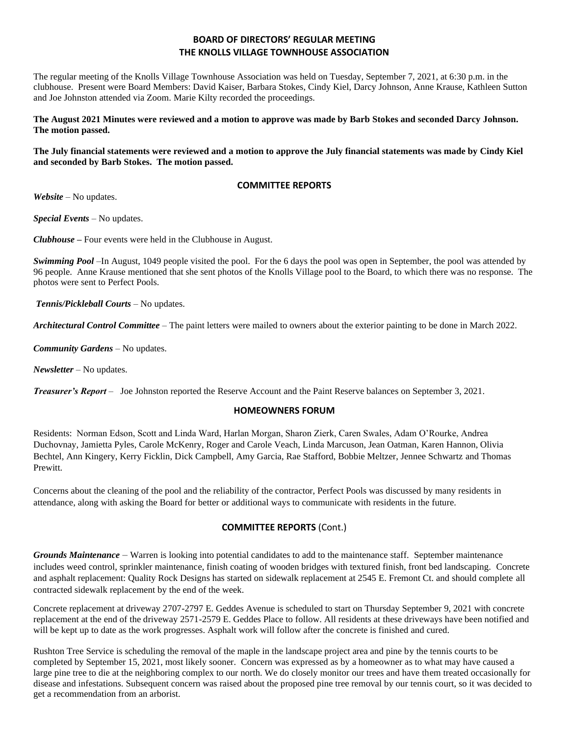# BOARD OF DIRECTORS' REGULAR MEETING
# THE KNOLLS VILLAGE TOWNHOUSE ASSOCIATION

The regular meeting of the Knolls Village Townhouse Association was held on Tuesday, September 7, 2021, at 6:30 p.m. in the clubhouse. Present were Board Members: David Kaiser, Barbara Stokes, Cindy Kiel, Darcy Johnson, Anne Krause, Kathleen Sutton and Joe Johnston attended via Zoom. Marie Kilty recorded the proceedings.

**The August 2021 Minutes were reviewed and a motion to approve was made by Barb Stokes and seconded Darcy Johnson. The motion passed.**

**The July financial statements were reviewed and a motion to approve the July financial statements was made by Cindy Kiel and seconded by Barb Stokes. The motion passed.**

## COMMITTEE REPORTS

***Website*** – No updates.

***Special Events*** – No updates.

***Clubhouse*** **–** Four events were held in the Clubhouse in August.

***Swimming Pool*** –In August, 1049 people visited the pool. For the 6 days the pool was open in September, the pool was attended by 96 people. Anne Krause mentioned that she sent photos of the Knolls Village pool to the Board, to which there was no response. The photos were sent to Perfect Pools.

***Tennis/Pickleball Courts*** – No updates.

***Architectural Control Committee*** – The paint letters were mailed to owners about the exterior painting to be done in March 2022.

***Community Gardens*** – No updates.

***Newsletter*** – No updates.

***Treasurer's Report*** – Joe Johnston reported the Reserve Account and the Paint Reserve balances on September 3, 2021.

## HOMEOWNERS FORUM

Residents: Norman Edson, Scott and Linda Ward, Harlan Morgan, Sharon Zierk, Caren Swales, Adam O'Rourke, Andrea Duchovnay, Jamietta Pyles, Carole McKenry, Roger and Carole Veach, Linda Marcuson, Jean Oatman, Karen Hannon, Olivia Bechtel, Ann Kingery, Kerry Ficklin, Dick Campbell, Amy Garcia, Rae Stafford, Bobbie Meltzer, Jennee Schwartz and Thomas Prewitt.

Concerns about the cleaning of the pool and the reliability of the contractor, Perfect Pools was discussed by many residents in attendance, along with asking the Board for better or additional ways to communicate with residents in the future.

## COMMITTEE REPORTS (Cont.)

***Grounds Maintenance*** – Warren is looking into potential candidates to add to the maintenance staff. September maintenance includes weed control, sprinkler maintenance, finish coating of wooden bridges with textured finish, front bed landscaping. Concrete and asphalt replacement: Quality Rock Designs has started on sidewalk replacement at 2545 E. Fremont Ct. and should complete all contracted sidewalk replacement by the end of the week.

Concrete replacement at driveway 2707-2797 E. Geddes Avenue is scheduled to start on Thursday September 9, 2021 with concrete replacement at the end of the driveway 2571-2579 E. Geddes Place to follow. All residents at these driveways have been notified and will be kept up to date as the work progresses. Asphalt work will follow after the concrete is finished and cured.

Rushton Tree Service is scheduling the removal of the maple in the landscape project area and pine by the tennis courts to be completed by September 15, 2021, most likely sooner. Concern was expressed as by a homeowner as to what may have caused a large pine tree to die at the neighboring complex to our north. We do closely monitor our trees and have them treated occasionally for disease and infestations. Subsequent concern was raised about the proposed pine tree removal by our tennis court, so it was decided to get a recommendation from an arborist.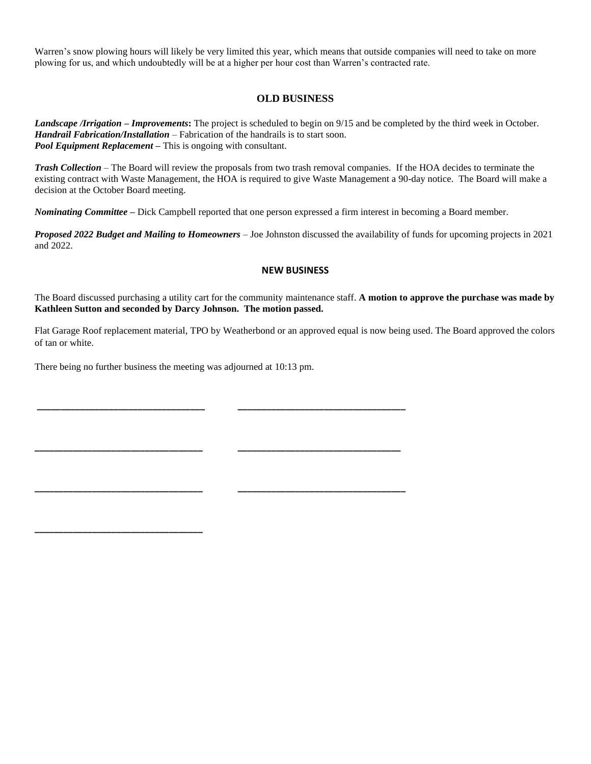Warren's snow plowing hours will likely be very limited this year, which means that outside companies will need to take on more plowing for us, and which undoubtedly will be at a higher per hour cost than Warren's contracted rate.

## OLD BUSINESS

***Landscape /Irrigation – Improvements*:** The project is scheduled to begin on 9/15 and be completed by the third week in October.
***Handrail Fabrication/Installation*** – Fabrication of the handrails is to start soon.
***Pool Equipment Replacement*** **–** This is ongoing with consultant.

***Trash Collection*** – The Board will review the proposals from two trash removal companies. If the HOA decides to terminate the existing contract with Waste Management, the HOA is required to give Waste Management a 90-day notice. The Board will make a decision at the October Board meeting.

***Nominating Committee*** **–** Dick Campbell reported that one person expressed a firm interest in becoming a Board member.

***Proposed 2022 Budget and Mailing to Homeowners*** – Joe Johnston discussed the availability of funds for upcoming projects in 2021 and 2022.

## NEW BUSINESS

The Board discussed purchasing a utility cart for the community maintenance staff. **A motion to approve the purchase was made by Kathleen Sutton and seconded by Darcy Johnson. The motion passed.**

Flat Garage Roof replacement material, TPO by Weatherbond or an approved equal is now being used. The Board approved the colors of tan or white.

There being no further business the meeting was adjourned at 10:13 pm.

\_\_\_\_\_\_\_\_\_\_\_\_\_\_\_\_\_\_\_\_\_\_\_\_\_\_\_\_\_\_\_\_ \_\_\_\_\_\_\_\_\_\_\_\_\_\_\_\_\_\_\_\_\_\_\_\_\_\_\_\_\_\_\_\_

\_\_\_\_\_\_\_\_\_\_\_\_\_\_\_\_\_\_\_\_\_\_\_\_\_\_\_\_\_\_\_\_ \_\_\_\_\_\_\_\_\_\_\_\_\_\_\_\_\_\_\_\_\_\_\_\_\_\_\_\_\_\_\_\_

\_\_\_\_\_\_\_\_\_\_\_\_\_\_\_\_\_\_\_\_\_\_\_\_\_\_\_\_\_\_\_\_ \_\_\_\_\_\_\_\_\_\_\_\_\_\_\_\_\_\_\_\_\_\_\_\_\_\_\_\_\_\_\_\_

\_\_\_\_\_\_\_\_\_\_\_\_\_\_\_\_\_\_\_\_\_\_\_\_\_\_\_\_\_\_\_\_